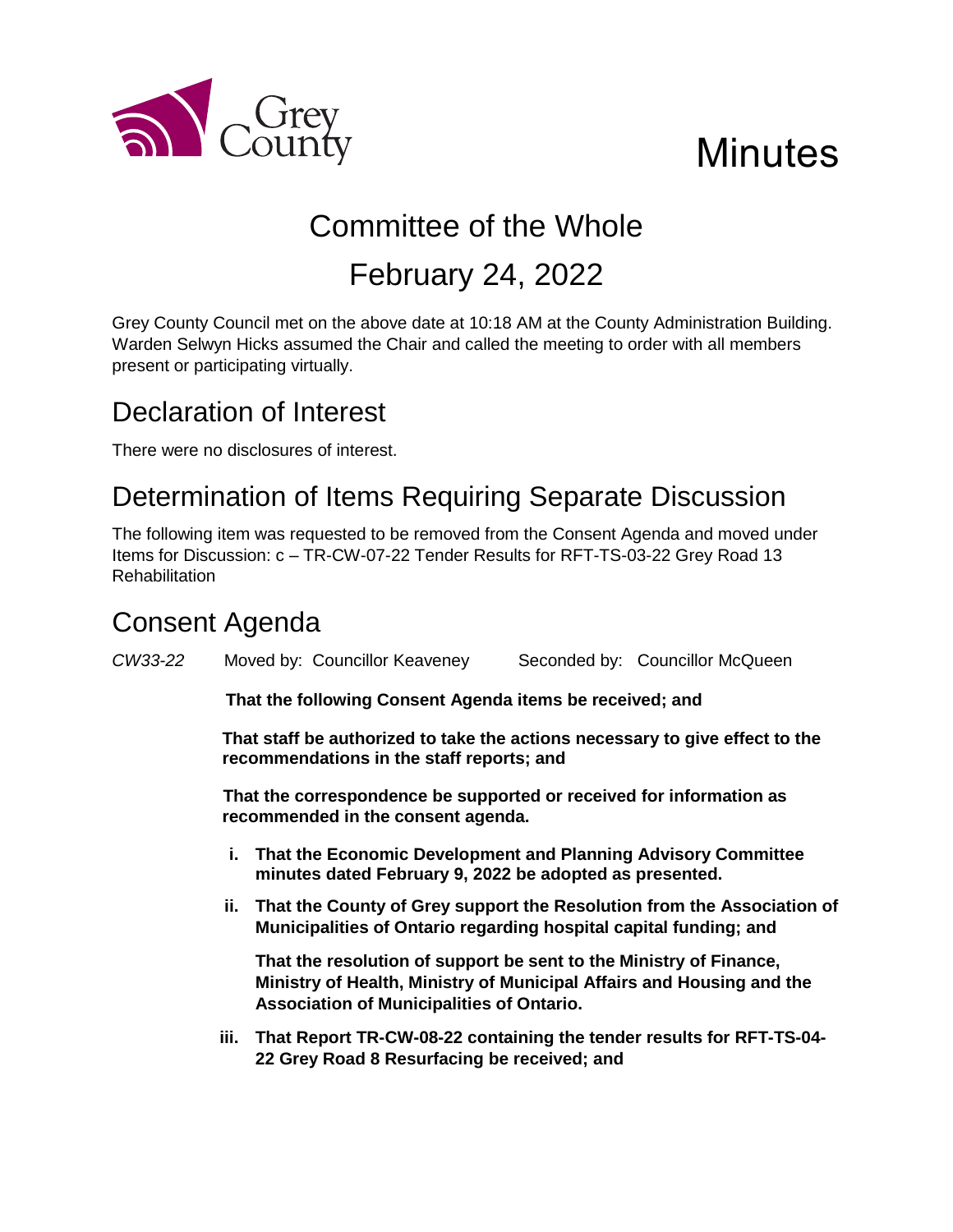Grey County

# Minutes

## Committee of the Whole

## February 24, 2022

Grey County Council met on the above date at 10:18 AM at the County Administration Building. Warden Selwyn Hicks assumed the Chair and called the meeting to order with all members present or participating virtually.

## Declaration of Interest

There were no disclosures of interest.

## Determination of Items Requiring Separate Discussion

The following item was requested to be removed from the Consent Agenda and moved under Items for Discussion: c – TR-CW-07-22 Tender Results for RFT-TS-03-22 Grey Road 13 Rehabilitation

## Consent Agenda

*CW33-22* Moved by: Councillor Keaveney Seconded by: Councillor McQueen

**That the following Consent Agenda items be received; and**

**That staff be authorized to take the actions necessary to give effect to the recommendations in the staff reports; and**

**That the correspondence be supported or received for information as recommended in the consent agenda.**

i. **That the Economic Development and Planning Advisory Committee minutes dated February 9, 2022 be adopted as presented.**

ii. **That the County of Grey support the Resolution from the Association of Municipalities of Ontario regarding hospital capital funding; and**

  **That the resolution of support be sent to the Ministry of Finance, Ministry of Health, Ministry of Municipal Affairs and Housing and the Association of Municipalities of Ontario.**

iii. **That Report TR-CW-08-22 containing the tender results for RFT-TS-04-22 Grey Road 8 Resurfacing be received; and**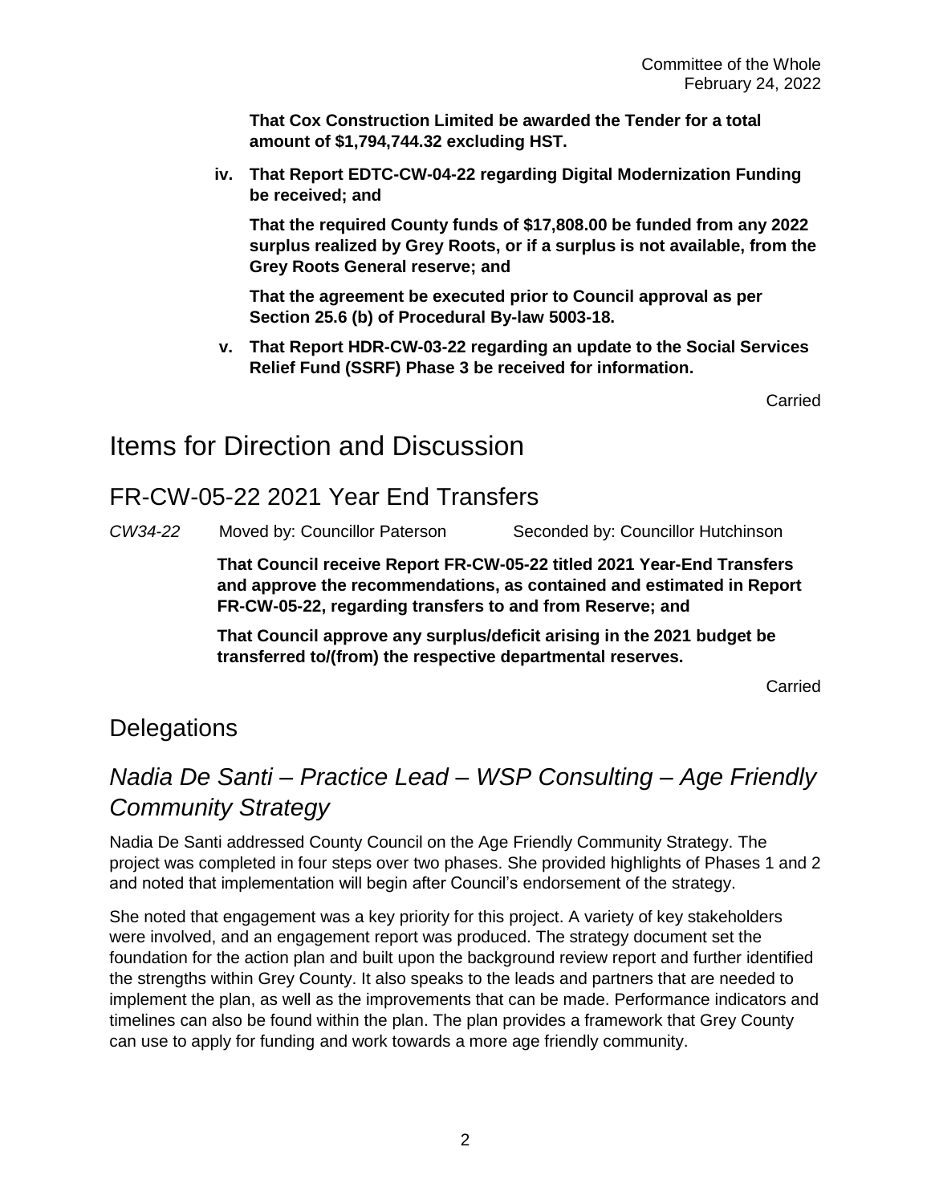**That Cox Construction Limited be awarded the Tender for a total amount of $1,794,744.32 excluding HST.**

iv. **That Report EDTC-CW-04-22 regarding Digital Modernization Funding be received; and**

   **That the required County funds of $17,808.00 be funded from any 2022 surplus realized by Grey Roots, or if a surplus is not available, from the Grey Roots General reserve; and**

   **That the agreement be executed prior to Council approval as per Section 25.6 (b) of Procedural By-law 5003-18.**

v. **That Report HDR-CW-03-22 regarding an update to the Social Services Relief Fund (SSRF) Phase 3 be received for information.**

Carried

# Items for Direction and Discussion

## FR-CW-05-22 2021 Year End Transfers

*CW34-22* Moved by: Councillor Paterson Seconded by: Councillor Hutchinson

**That Council receive Report FR-CW-05-22 titled 2021 Year-End Transfers and approve the recommendations, as contained and estimated in Report FR-CW-05-22, regarding transfers to and from Reserve; and**

**That Council approve any surplus/deficit arising in the 2021 budget be transferred to/(from) the respective departmental reserves.**

Carried

# Delegations

## *Nadia De Santi – Practice Lead – WSP Consulting – Age Friendly Community Strategy*

Nadia De Santi addressed County Council on the Age Friendly Community Strategy. The project was completed in four steps over two phases. She provided highlights of Phases 1 and 2 and noted that implementation will begin after Council's endorsement of the strategy.

She noted that engagement was a key priority for this project. A variety of key stakeholders were involved, and an engagement report was produced. The strategy document set the foundation for the action plan and built upon the background review report and further identified the strengths within Grey County. It also speaks to the leads and partners that are needed to implement the plan, as well as the improvements that can be made. Performance indicators and timelines can also be found within the plan. The plan provides a framework that Grey County can use to apply for funding and work towards a more age friendly community.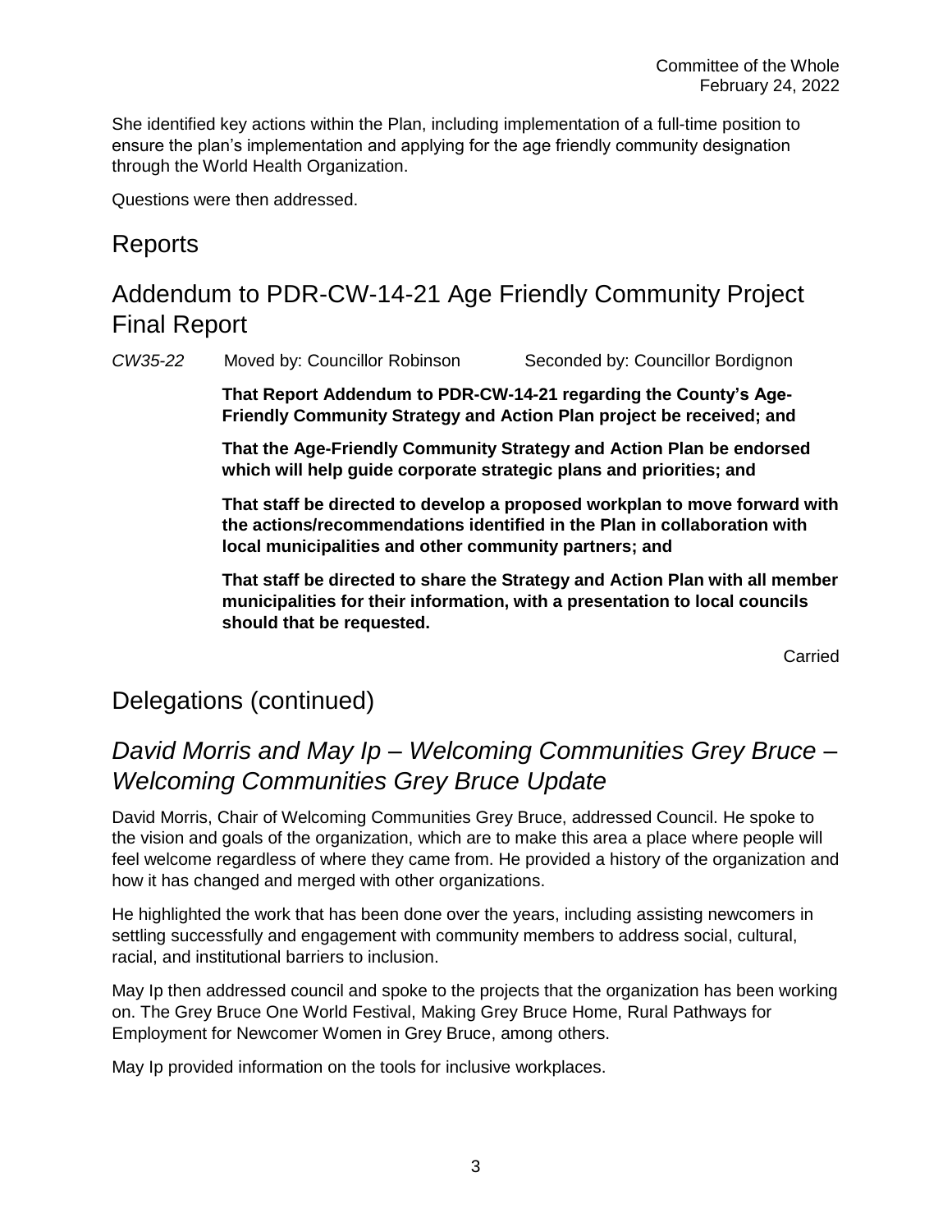She identified key actions within the Plan, including implementation of a full-time position to ensure the plan's implementation and applying for the age friendly community designation through the World Health Organization.

Questions were then addressed.

## Reports

## Addendum to PDR-CW-14-21 Age Friendly Community Project Final Report

*CW35-22* Moved by: Councillor Robinson Seconded by: Councillor Bordignon

**That Report Addendum to PDR-CW-14-21 regarding the County's Age-Friendly Community Strategy and Action Plan project be received; and**

**That the Age-Friendly Community Strategy and Action Plan be endorsed which will help guide corporate strategic plans and priorities; and**

**That staff be directed to develop a proposed workplan to move forward with the actions/recommendations identified in the Plan in collaboration with local municipalities and other community partners; and**

**That staff be directed to share the Strategy and Action Plan with all member municipalities for their information, with a presentation to local councils should that be requested.**

Carried

## Delegations (continued)

## *David Morris and May Ip – Welcoming Communities Grey Bruce – Welcoming Communities Grey Bruce Update*

David Morris, Chair of Welcoming Communities Grey Bruce, addressed Council. He spoke to the vision and goals of the organization, which are to make this area a place where people will feel welcome regardless of where they came from. He provided a history of the organization and how it has changed and merged with other organizations.

He highlighted the work that has been done over the years, including assisting newcomers in settling successfully and engagement with community members to address social, cultural, racial, and institutional barriers to inclusion.

May Ip then addressed council and spoke to the projects that the organization has been working on. The Grey Bruce One World Festival, Making Grey Bruce Home, Rural Pathways for Employment for Newcomer Women in Grey Bruce, among others.

May Ip provided information on the tools for inclusive workplaces.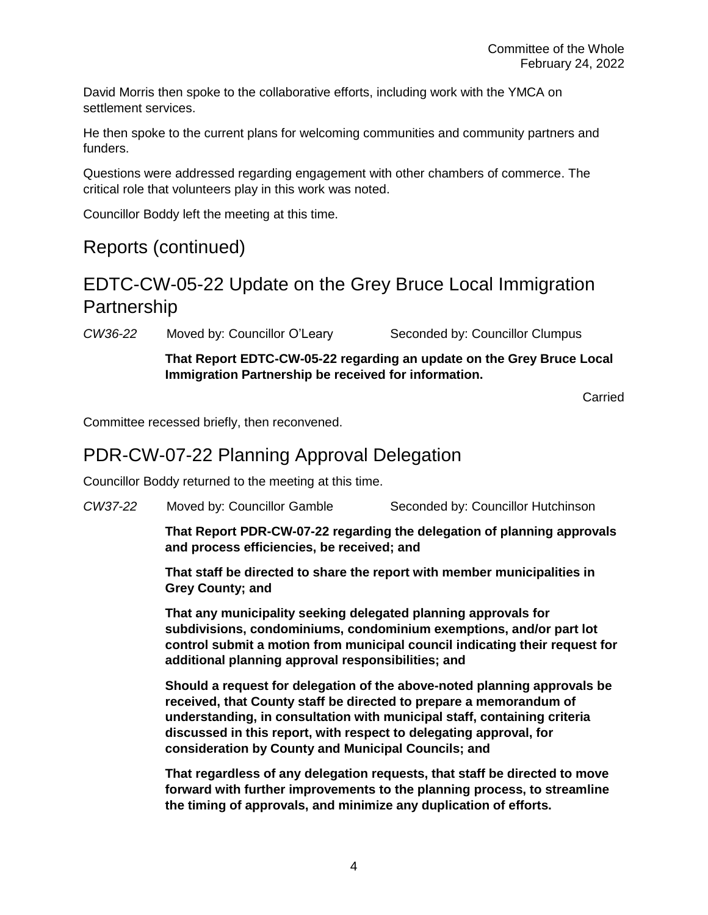David Morris then spoke to the collaborative efforts, including work with the YMCA on settlement services.

He then spoke to the current plans for welcoming communities and community partners and funders.

Questions were addressed regarding engagement with other chambers of commerce. The critical role that volunteers play in this work was noted.

Councillor Boddy left the meeting at this time.

## Reports (continued)

## EDTC-CW-05-22 Update on the Grey Bruce Local Immigration Partnership

*CW36-22* Moved by: Councillor O'Leary Seconded by: Councillor Clumpus

**That Report EDTC-CW-05-22 regarding an update on the Grey Bruce Local Immigration Partnership be received for information.**

Carried

Committee recessed briefly, then reconvened.

## PDR-CW-07-22 Planning Approval Delegation

Councillor Boddy returned to the meeting at this time.

*CW37-22* Moved by: Councillor Gamble Seconded by: Councillor Hutchinson

**That Report PDR-CW-07-22 regarding the delegation of planning approvals and process efficiencies, be received; and**

**That staff be directed to share the report with member municipalities in Grey County; and**

**That any municipality seeking delegated planning approvals for subdivisions, condominiums, condominium exemptions, and/or part lot control submit a motion from municipal council indicating their request for additional planning approval responsibilities; and**

**Should a request for delegation of the above-noted planning approvals be received, that County staff be directed to prepare a memorandum of understanding, in consultation with municipal staff, containing criteria discussed in this report, with respect to delegating approval, for consideration by County and Municipal Councils; and**

**That regardless of any delegation requests, that staff be directed to move forward with further improvements to the planning process, to streamline the timing of approvals, and minimize any duplication of efforts.**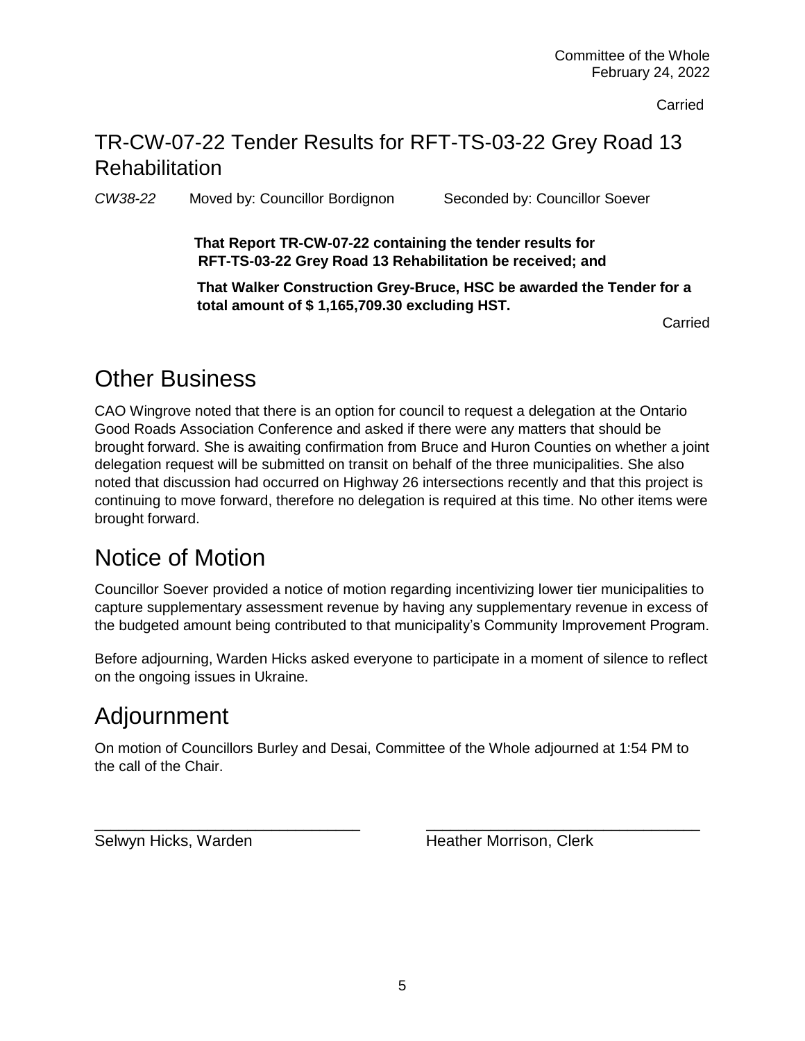Carried

## TR-CW-07-22 Tender Results for RFT-TS-03-22 Grey Road 13 Rehabilitation

*CW38-22* Moved by: Councillor Bordignon Seconded by: Councillor Soever

**That Report TR-CW-07-22 containing the tender results for RFT-TS-03-22 Grey Road 13 Rehabilitation be received; and**

**That Walker Construction Grey-Bruce, HSC be awarded the Tender for a total amount of $ 1,165,709.30 excluding HST.**

Carried

# Other Business

CAO Wingrove noted that there is an option for council to request a delegation at the Ontario Good Roads Association Conference and asked if there were any matters that should be brought forward. She is awaiting confirmation from Bruce and Huron Counties on whether a joint delegation request will be submitted on transit on behalf of the three municipalities. She also noted that discussion had occurred on Highway 26 intersections recently and that this project is continuing to move forward, therefore no delegation is required at this time. No other items were brought forward.

# Notice of Motion

Councillor Soever provided a notice of motion regarding incentivizing lower tier municipalities to capture supplementary assessment revenue by having any supplementary revenue in excess of the budgeted amount being contributed to that municipality's Community Improvement Program.

Before adjourning, Warden Hicks asked everyone to participate in a moment of silence to reflect on the ongoing issues in Ukraine.

# Adjournment

On motion of Councillors Burley and Desai, Committee of the Whole adjourned at 1:54 PM to the call of the Chair.

\_\_\_\_\_\_\_\_\_\_\_\_\_\_\_\_\_\_\_\_\_\_\_\_\_\_\_\_\_\_\_\_
Selwyn Hicks, Warden

\_\_\_\_\_\_\_\_\_\_\_\_\_\_\_\_\_\_\_\_\_\_\_\_\_\_\_\_\_\_\_\_
Heather Morrison, Clerk